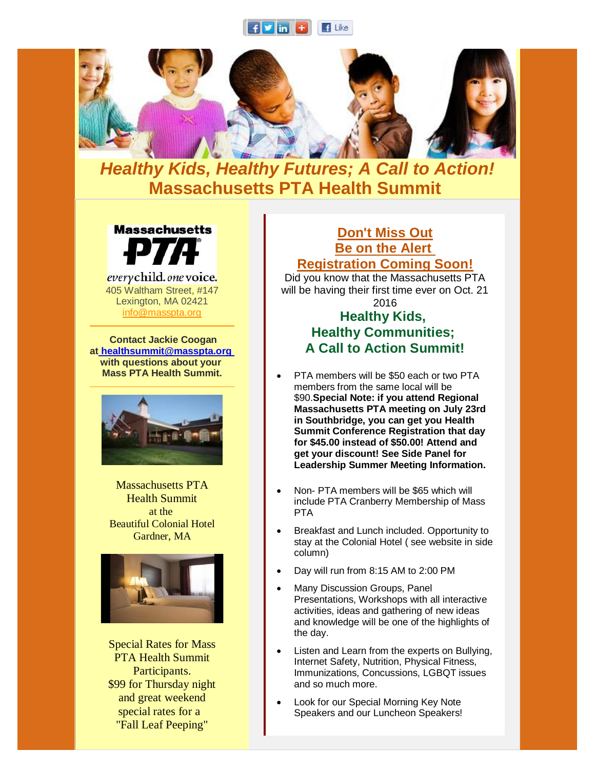# *Healthy Kids, Healthy Futures; A Call to Action!*
# Massachusetts PTA Health Summit

Massachusetts PTA
everychild. one voice.
405 Waltham Street, #147
Lexington, MA 02421
info@masspta.org

**Contact Jackie Coogan at healthsummit@masspta.org with questions about your Mass PTA Health Summit.**

Massachusetts PTA
Health Summit
at the
Beautiful Colonial Hotel
Gardner, MA

Special Rates for Mass PTA Health Summit Participants.
$99 for Thursday night and great weekend special rates for a "Fall Leaf Peeping"

## Don't Miss Out
## Be on the Alert
## Registration Coming Soon!

Did you know that the Massachusetts PTA will be having their first time ever on Oct. 21 2016

### Healthy Kids, Healthy Communities; A Call to Action Summit!

- PTA members will be $50 each or two PTA members from the same local will be $90.**Special Note: if you attend Regional Massachusetts PTA meeting on July 23rd in Southbridge, you can get you Health Summit Conference Registration that day for $45.00 instead of $50.00! Attend and get your discount! See Side Panel for Leadership Summer Meeting Information.**
- Non- PTA members will be $65 which will include PTA Cranberry Membership of Mass PTA
- Breakfast and Lunch included. Opportunity to stay at the Colonial Hotel ( see website in side column)
- Day will run from 8:15 AM to 2:00 PM
- Many Discussion Groups, Panel Presentations, Workshops with all interactive activities, ideas and gathering of new ideas and knowledge will be one of the highlights of the day.
- Listen and Learn from the experts on Bullying, Internet Safety, Nutrition, Physical Fitness, Immunizations, Concussions, LGBQT issues and so much more.
- Look for our Special Morning Key Note Speakers and our Luncheon Speakers!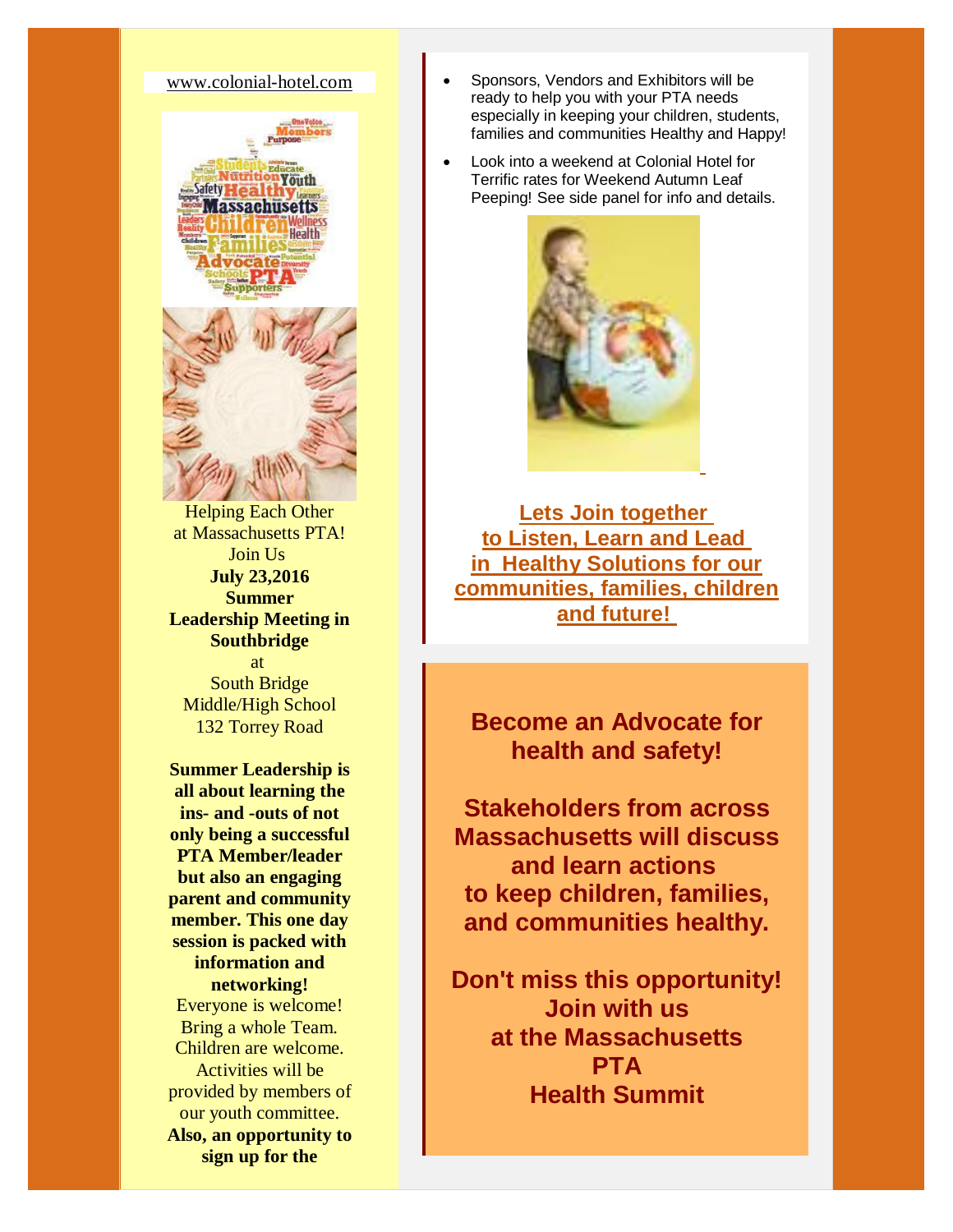www.colonial-hotel.com

Helping Each Other at Massachusetts PTA! Join Us
**July 23,2016**
**Summer Leadership Meeting in Southbridge**
at
South Bridge Middle/High School
132 Torrey Road

**Summer Leadership is all about learning the ins- and -outs of not only being a successful PTA Member/leader but also an engaging parent and community member. This one day session is packed with information and networking!**
Everyone is welcome! Bring a whole Team. Children are welcome. Activities will be provided by members of our youth committee.
**Also, an opportunity to sign up for the**

- Sponsors, Vendors and Exhibitors will be ready to help you with your PTA needs especially in keeping your children, students, families and communities Healthy and Happy!
- Look into a weekend at Colonial Hotel for Terrific rates for Weekend Autumn Leaf Peeping! See side panel for info and details.

**Lets Join together to Listen, Learn and Lead in Healthy Solutions for our communities, families, children and future!**

**Become an Advocate for health and safety!**

**Stakeholders from across Massachusetts will discuss and learn actions to keep children, families, and communities healthy.**

**Don't miss this opportunity! Join with us at the Massachusetts PTA Health Summit**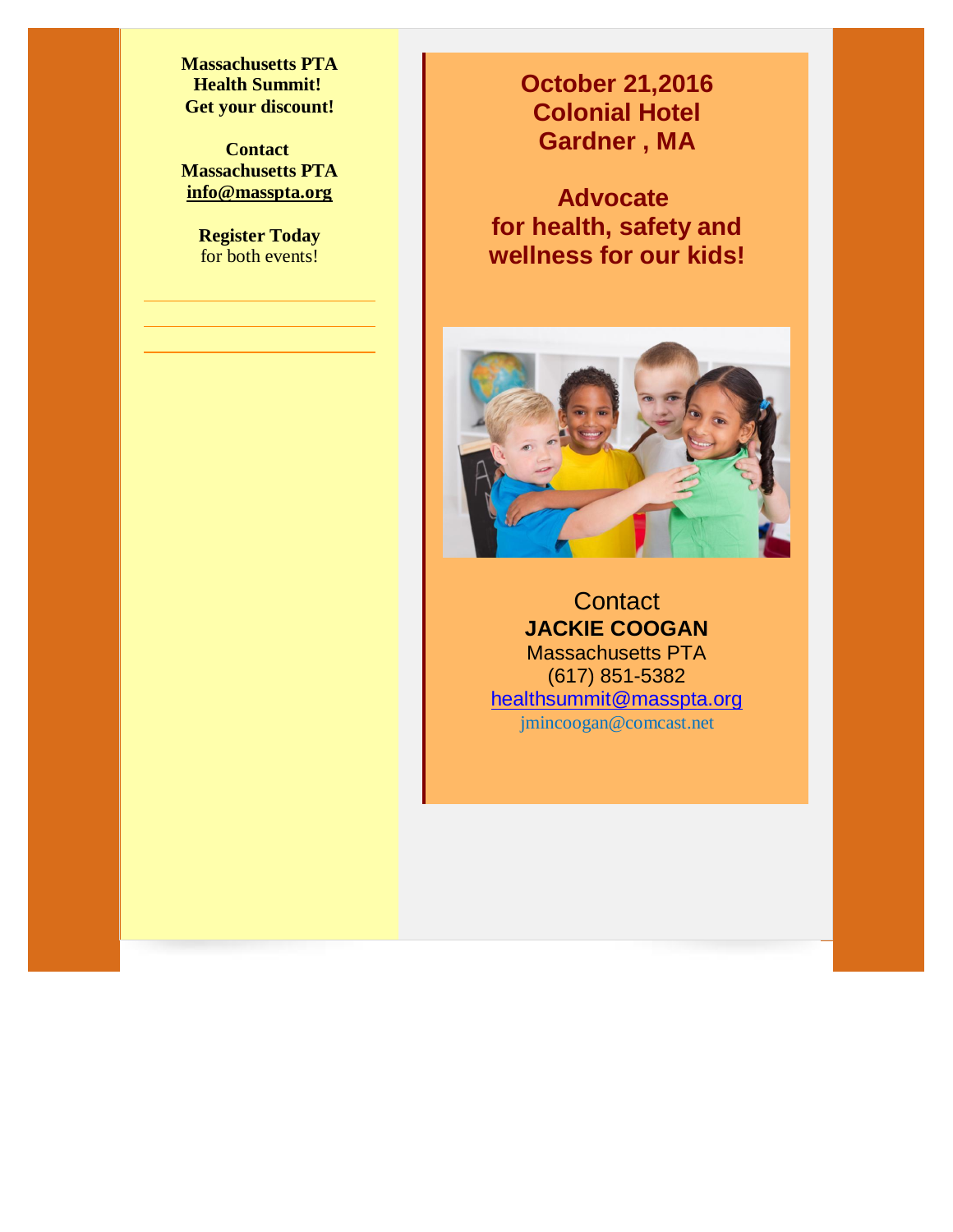**Massachusetts PTA Health Summit!**
**Get your discount!**

**Contact**
**Massachusetts PTA**
**info@masspta.org**

**Register Today**
for both events!

## October 21,2016
## Colonial Hotel
## Gardner , MA

## Advocate for health, safety and wellness for our kids!

Contact
**JACKIE COOGAN**
Massachusetts PTA
(617) 851-5382
healthsummit@masspta.org
jmincoogan@comcast.net